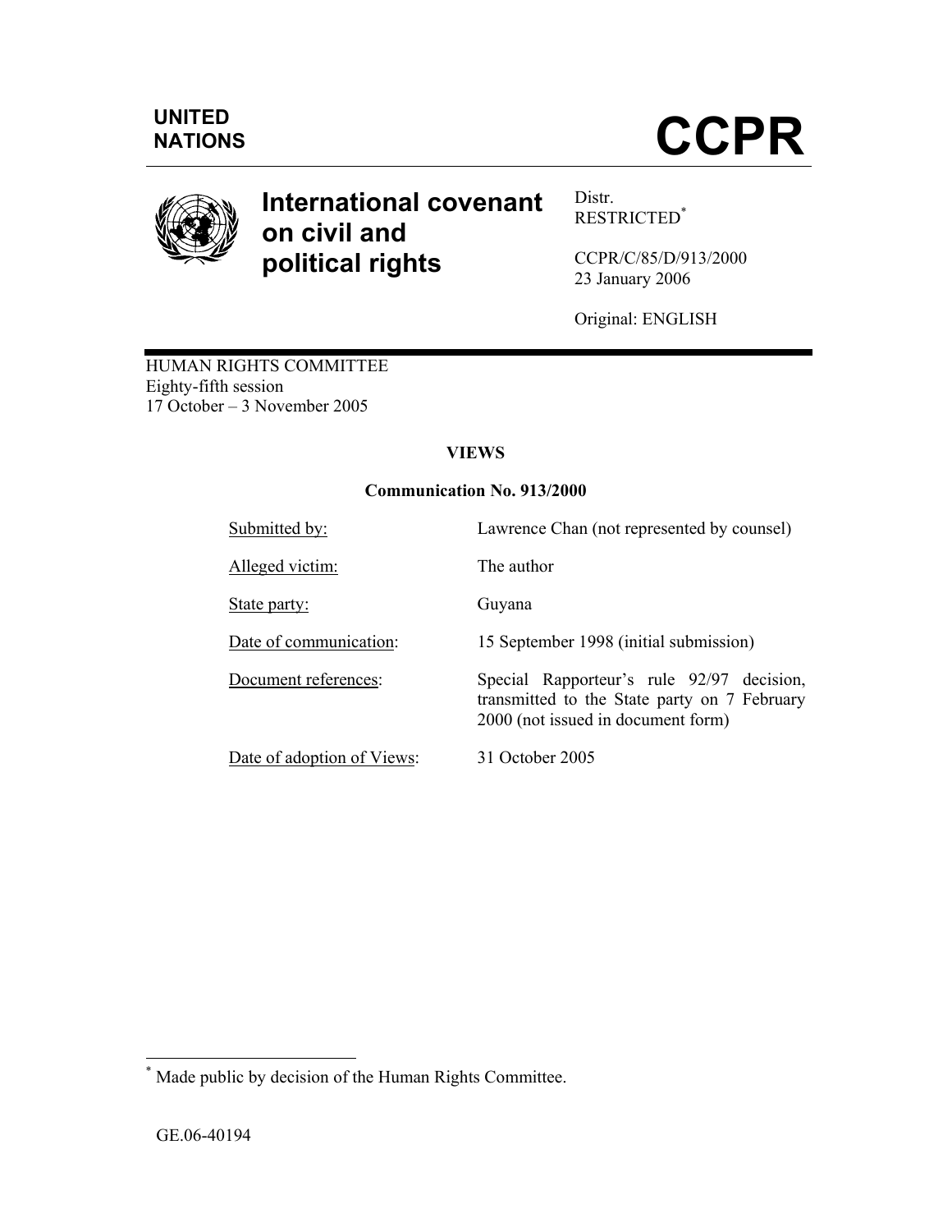UNITED NATIONS

# CCPR

## International covenant on civil and political rights

Distr.
RESTRICTED*

CCPR/C/85/D/913/2000
23 January 2006

Original: ENGLISH

HUMAN RIGHTS COMMITTEE
Eighty-fifth session
17 October – 3 November 2005

**VIEWS**

**Communication No. 913/2000**

| | |
|---|---|
| Submitted by: | Lawrence Chan (not represented by counsel) |
| Alleged victim: | The author |
| State party: | Guyana |
| Date of communication: | 15 September 1998 (initial submission) |
| Document references: | Special Rapporteur's rule 92/97 decision, transmitted to the State party on 7 February 2000 (not issued in document form) |
| Date of adoption of Views: | 31 October 2005 |

---

* Made public by decision of the Human Rights Committee.

GE.06-40194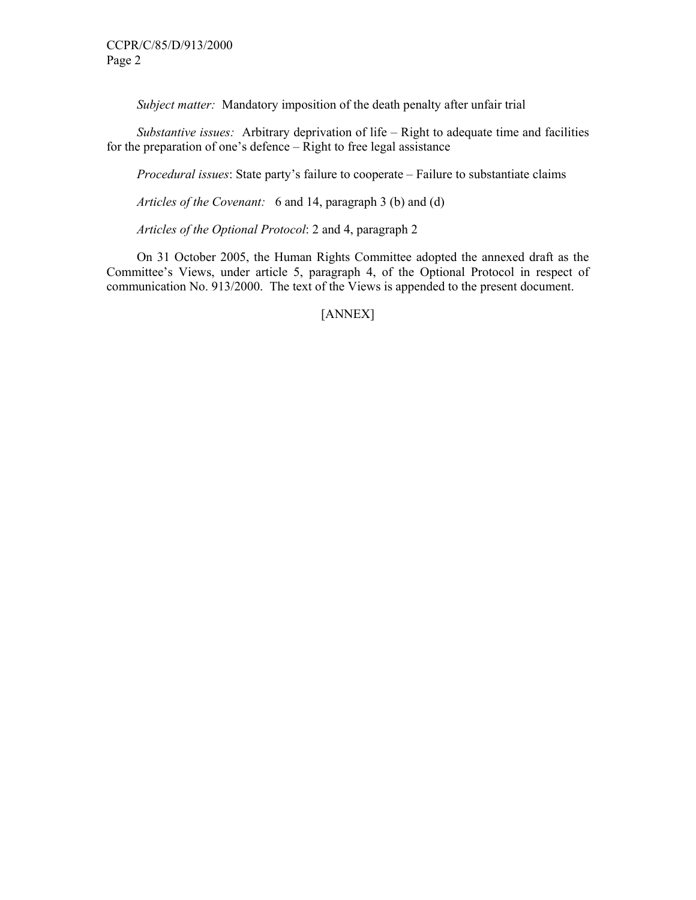*Subject matter:* Mandatory imposition of the death penalty after unfair trial

*Substantive issues:* Arbitrary deprivation of life – Right to adequate time and facilities for the preparation of one's defence – Right to free legal assistance

*Procedural issues*: State party's failure to cooperate – Failure to substantiate claims

*Articles of the Covenant:* 6 and 14, paragraph 3 (b) and (d)

*Articles of the Optional Protocol*: 2 and 4, paragraph 2

On 31 October 2005, the Human Rights Committee adopted the annexed draft as the Committee's Views, under article 5, paragraph 4, of the Optional Protocol in respect of communication No. 913/2000. The text of the Views is appended to the present document.

[ANNEX]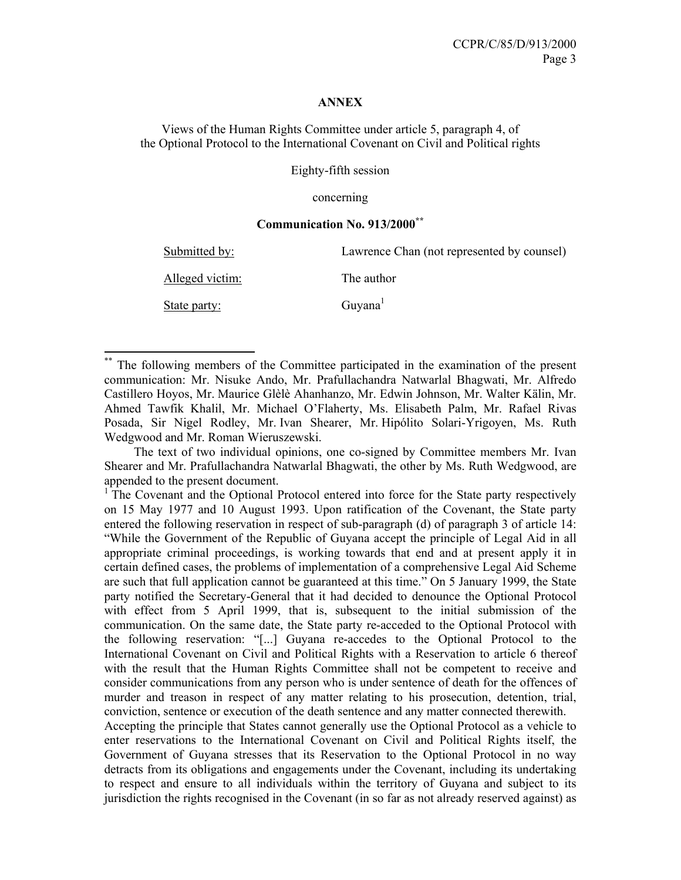**ANNEX**

Views of the Human Rights Committee under article 5, paragraph 4, of the Optional Protocol to the International Covenant on Civil and Political rights

Eighty-fifth session

concerning

**Communication No. 913/2000**[**]

| | |
|---|---|
| Submitted by: | Lawrence Chan (not represented by counsel) |
| Alleged victim: | The author |
| State party: | Guyana[1] |

---

[**] The following members of the Committee participated in the examination of the present communication: Mr. Nisuke Ando, Mr. Prafullachandra Natwarlal Bhagwati, Mr. Alfredo Castillero Hoyos, Mr. Maurice Glèlè Ahanhanzo, Mr. Edwin Johnson, Mr. Walter Kälin, Mr. Ahmed Tawfik Khalil, Mr. Michael O'Flaherty, Ms. Elisabeth Palm, Mr. Rafael Rivas Posada, Sir Nigel Rodley, Mr. Ivan Shearer, Mr. Hipólito Solari-Yrigoyen, Ms. Ruth Wedgwood and Mr. Roman Wieruszewski.

The text of two individual opinions, one co-signed by Committee members Mr. Ivan Shearer and Mr. Prafullachandra Natwarlal Bhagwati, the other by Ms. Ruth Wedgwood, are appended to the present document.

[1] The Covenant and the Optional Protocol entered into force for the State party respectively on 15 May 1977 and 10 August 1993. Upon ratification of the Covenant, the State party entered the following reservation in respect of sub-paragraph (d) of paragraph 3 of article 14: "While the Government of the Republic of Guyana accept the principle of Legal Aid in all appropriate criminal proceedings, is working towards that end and at present apply it in certain defined cases, the problems of implementation of a comprehensive Legal Aid Scheme are such that full application cannot be guaranteed at this time." On 5 January 1999, the State party notified the Secretary-General that it had decided to denounce the Optional Protocol with effect from 5 April 1999, that is, subsequent to the initial submission of the communication. On the same date, the State party re-acceded to the Optional Protocol with the following reservation: "[...] Guyana re-accedes to the Optional Protocol to the International Covenant on Civil and Political Rights with a Reservation to article 6 thereof with the result that the Human Rights Committee shall not be competent to receive and consider communications from any person who is under sentence of death for the offences of murder and treason in respect of any matter relating to his prosecution, detention, trial, conviction, sentence or execution of the death sentence and any matter connected therewith.
Accepting the principle that States cannot generally use the Optional Protocol as a vehicle to enter reservations to the International Covenant on Civil and Political Rights itself, the Government of Guyana stresses that its Reservation to the Optional Protocol in no way detracts from its obligations and engagements under the Covenant, including its undertaking to respect and ensure to all individuals within the territory of Guyana and subject to its jurisdiction the rights recognised in the Covenant (in so far as not already reserved against) as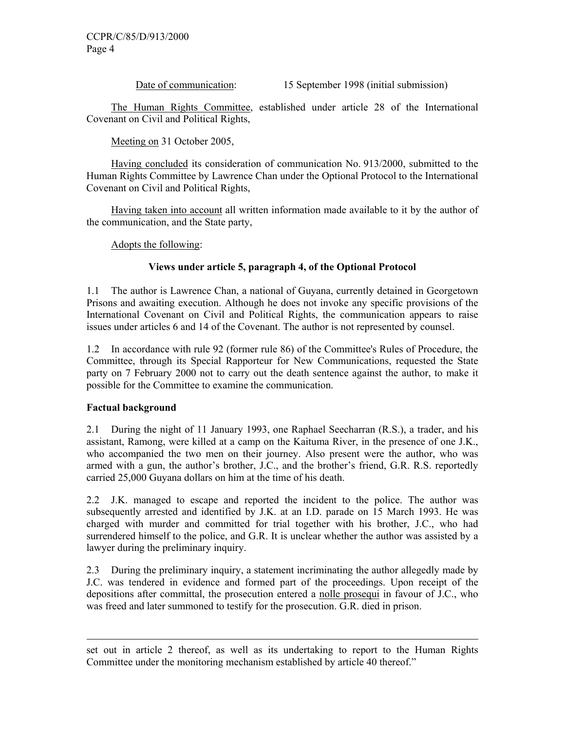Date of communication: 15 September 1998 (initial submission)

The Human Rights Committee, established under article 28 of the International Covenant on Civil and Political Rights,

Meeting on 31 October 2005,

Having concluded its consideration of communication No. 913/2000, submitted to the Human Rights Committee by Lawrence Chan under the Optional Protocol to the International Covenant on Civil and Political Rights,

Having taken into account all written information made available to it by the author of the communication, and the State party,

Adopts the following:

**Views under article 5, paragraph 4, of the Optional Protocol**

1.1 The author is Lawrence Chan, a national of Guyana, currently detained in Georgetown Prisons and awaiting execution. Although he does not invoke any specific provisions of the International Covenant on Civil and Political Rights, the communication appears to raise issues under articles 6 and 14 of the Covenant. The author is not represented by counsel.

1.2 In accordance with rule 92 (former rule 86) of the Committee's Rules of Procedure, the Committee, through its Special Rapporteur for New Communications, requested the State party on 7 February 2000 not to carry out the death sentence against the author, to make it possible for the Committee to examine the communication.

**Factual background**

2.1 During the night of 11 January 1993, one Raphael Seecharran (R.S.), a trader, and his assistant, Ramong, were killed at a camp on the Kaituma River, in the presence of one J.K., who accompanied the two men on their journey. Also present were the author, who was armed with a gun, the author's brother, J.C., and the brother's friend, G.R. R.S. reportedly carried 25,000 Guyana dollars on him at the time of his death.

2.2 J.K. managed to escape and reported the incident to the police. The author was subsequently arrested and identified by J.K. at an I.D. parade on 15 March 1993. He was charged with murder and committed for trial together with his brother, J.C., who had surrendered himself to the police, and G.R. It is unclear whether the author was assisted by a lawyer during the preliminary inquiry.

2.3 During the preliminary inquiry, a statement incriminating the author allegedly made by J.C. was tendered in evidence and formed part of the proceedings. Upon receipt of the depositions after committal, the prosecution entered a nolle prosequi in favour of J.C., who was freed and later summoned to testify for the prosecution. G.R. died in prison.

---

set out in article 2 thereof, as well as its undertaking to report to the Human Rights Committee under the monitoring mechanism established by article 40 thereof."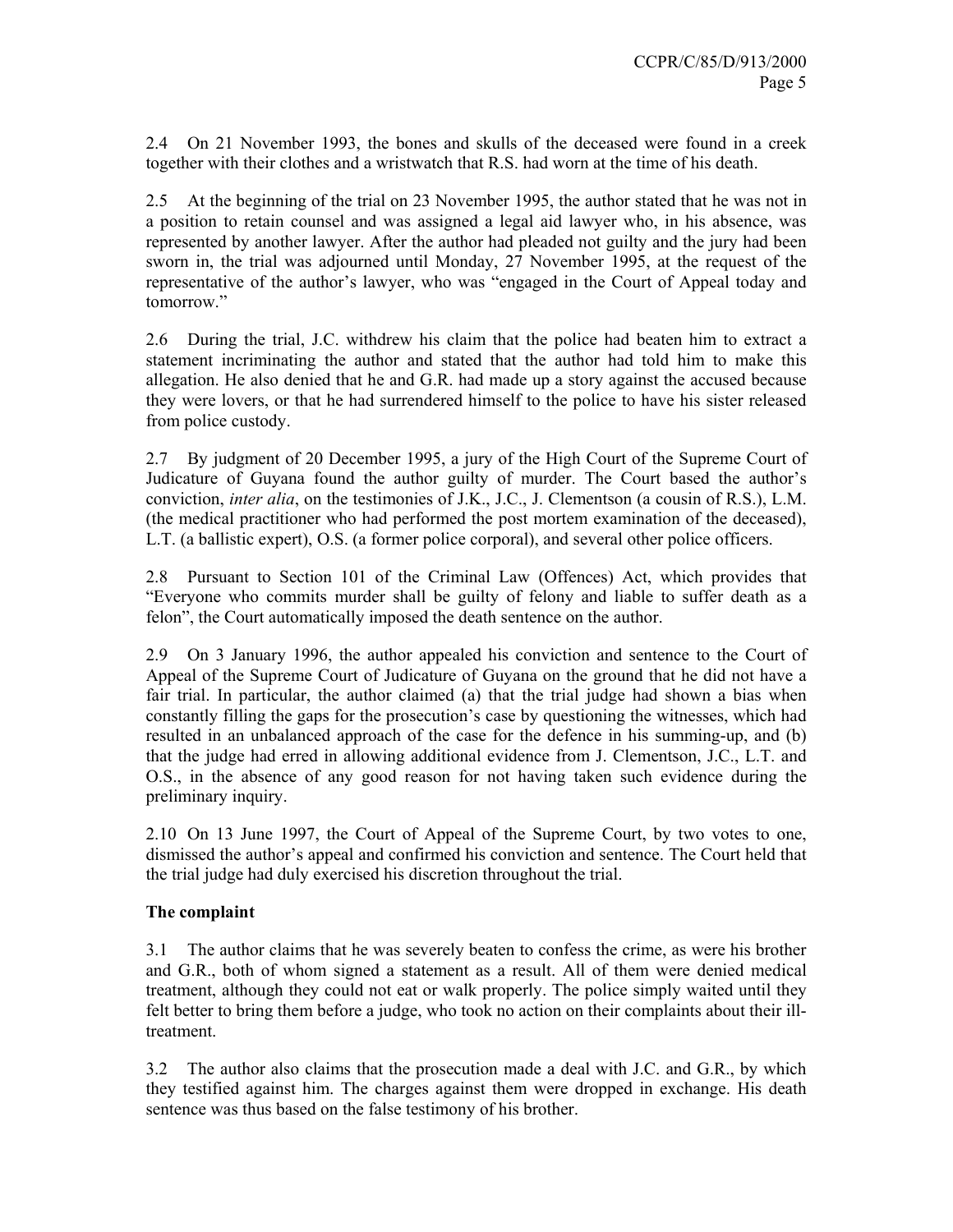2.4 On 21 November 1993, the bones and skulls of the deceased were found in a creek together with their clothes and a wristwatch that R.S. had worn at the time of his death.

2.5 At the beginning of the trial on 23 November 1995, the author stated that he was not in a position to retain counsel and was assigned a legal aid lawyer who, in his absence, was represented by another lawyer. After the author had pleaded not guilty and the jury had been sworn in, the trial was adjourned until Monday, 27 November 1995, at the request of the representative of the author's lawyer, who was "engaged in the Court of Appeal today and tomorrow."

2.6 During the trial, J.C. withdrew his claim that the police had beaten him to extract a statement incriminating the author and stated that the author had told him to make this allegation. He also denied that he and G.R. had made up a story against the accused because they were lovers, or that he had surrendered himself to the police to have his sister released from police custody.

2.7 By judgment of 20 December 1995, a jury of the High Court of the Supreme Court of Judicature of Guyana found the author guilty of murder. The Court based the author's conviction, *inter alia*, on the testimonies of J.K., J.C., J. Clementson (a cousin of R.S.), L.M. (the medical practitioner who had performed the post mortem examination of the deceased), L.T. (a ballistic expert), O.S. (a former police corporal), and several other police officers.

2.8 Pursuant to Section 101 of the Criminal Law (Offences) Act, which provides that "Everyone who commits murder shall be guilty of felony and liable to suffer death as a felon", the Court automatically imposed the death sentence on the author.

2.9 On 3 January 1996, the author appealed his conviction and sentence to the Court of Appeal of the Supreme Court of Judicature of Guyana on the ground that he did not have a fair trial. In particular, the author claimed (a) that the trial judge had shown a bias when constantly filling the gaps for the prosecution's case by questioning the witnesses, which had resulted in an unbalanced approach of the case for the defence in his summing-up, and (b) that the judge had erred in allowing additional evidence from J. Clementson, J.C., L.T. and O.S., in the absence of any good reason for not having taken such evidence during the preliminary inquiry.

2.10 On 13 June 1997, the Court of Appeal of the Supreme Court, by two votes to one, dismissed the author's appeal and confirmed his conviction and sentence. The Court held that the trial judge had duly exercised his discretion throughout the trial.

**The complaint**

3.1 The author claims that he was severely beaten to confess the crime, as were his brother and G.R., both of whom signed a statement as a result. All of them were denied medical treatment, although they could not eat or walk properly. The police simply waited until they felt better to bring them before a judge, who took no action on their complaints about their ill-treatment.

3.2 The author also claims that the prosecution made a deal with J.C. and G.R., by which they testified against him. The charges against them were dropped in exchange. His death sentence was thus based on the false testimony of his brother.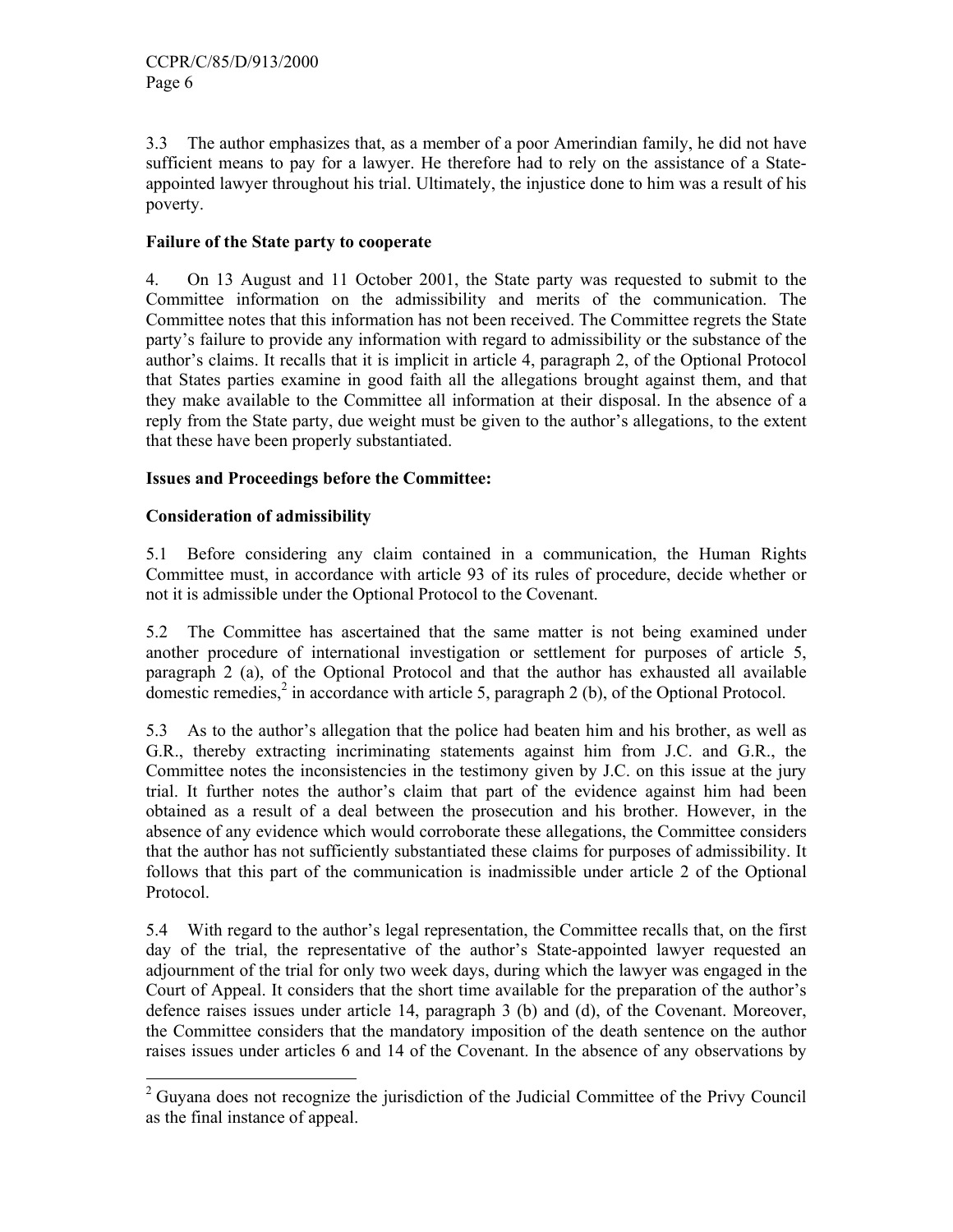3.3 The author emphasizes that, as a member of a poor Amerindian family, he did not have sufficient means to pay for a lawyer. He therefore had to rely on the assistance of a State-appointed lawyer throughout his trial. Ultimately, the injustice done to him was a result of his poverty.

**Failure of the State party to cooperate**

4. On 13 August and 11 October 2001, the State party was requested to submit to the Committee information on the admissibility and merits of the communication. The Committee notes that this information has not been received. The Committee regrets the State party's failure to provide any information with regard to admissibility or the substance of the author's claims. It recalls that it is implicit in article 4, paragraph 2, of the Optional Protocol that States parties examine in good faith all the allegations brought against them, and that they make available to the Committee all information at their disposal. In the absence of a reply from the State party, due weight must be given to the author's allegations, to the extent that these have been properly substantiated.

**Issues and Proceedings before the Committee:**

**Consideration of admissibility**

5.1 Before considering any claim contained in a communication, the Human Rights Committee must, in accordance with article 93 of its rules of procedure, decide whether or not it is admissible under the Optional Protocol to the Covenant.

5.2 The Committee has ascertained that the same matter is not being examined under another procedure of international investigation or settlement for purposes of article 5, paragraph 2 (a), of the Optional Protocol and that the author has exhausted all available domestic remedies,[2] in accordance with article 5, paragraph 2 (b), of the Optional Protocol.

5.3 As to the author's allegation that the police had beaten him and his brother, as well as G.R., thereby extracting incriminating statements against him from J.C. and G.R., the Committee notes the inconsistencies in the testimony given by J.C. on this issue at the jury trial. It further notes the author's claim that part of the evidence against him had been obtained as a result of a deal between the prosecution and his brother. However, in the absence of any evidence which would corroborate these allegations, the Committee considers that the author has not sufficiently substantiated these claims for purposes of admissibility. It follows that this part of the communication is inadmissible under article 2 of the Optional Protocol.

5.4 With regard to the author's legal representation, the Committee recalls that, on the first day of the trial, the representative of the author's State-appointed lawyer requested an adjournment of the trial for only two week days, during which the lawyer was engaged in the Court of Appeal. It considers that the short time available for the preparation of the author's defence raises issues under article 14, paragraph 3 (b) and (d), of the Covenant. Moreover, the Committee considers that the mandatory imposition of the death sentence on the author raises issues under articles 6 and 14 of the Covenant. In the absence of any observations by

---

[2] Guyana does not recognize the jurisdiction of the Judicial Committee of the Privy Council as the final instance of appeal.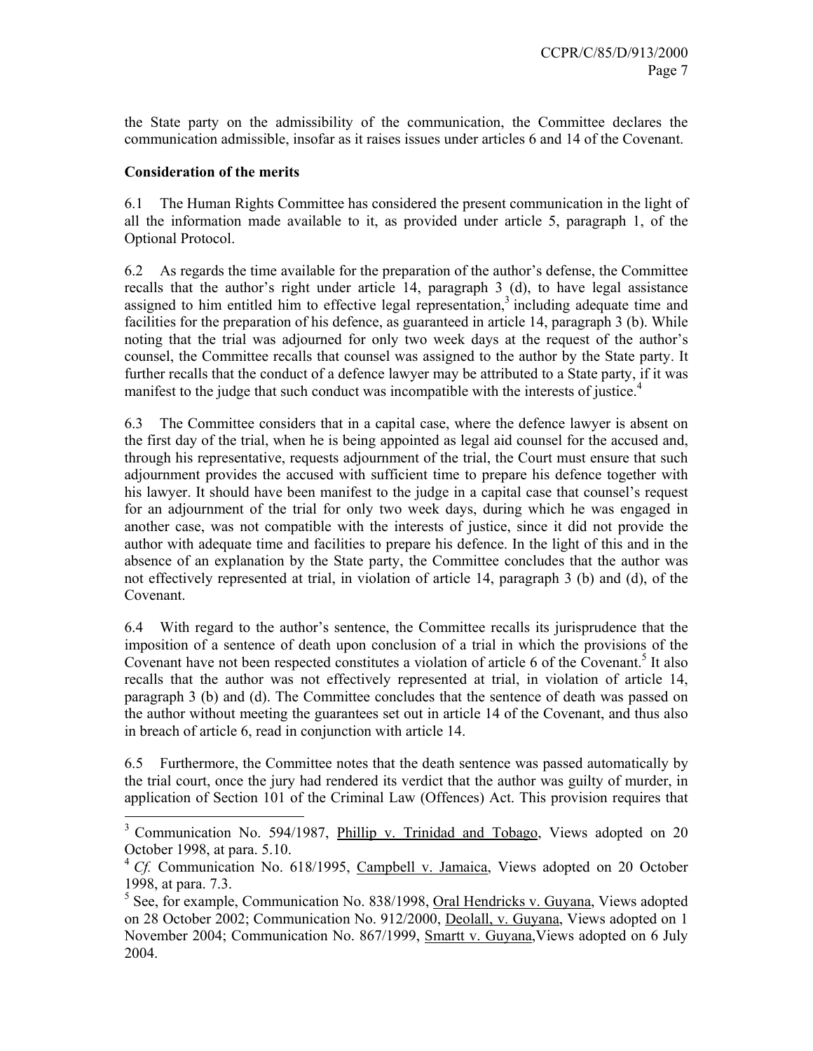the State party on the admissibility of the communication, the Committee declares the communication admissible, insofar as it raises issues under articles 6 and 14 of the Covenant.

**Consideration of the merits**

6.1 The Human Rights Committee has considered the present communication in the light of all the information made available to it, as provided under article 5, paragraph 1, of the Optional Protocol.

6.2 As regards the time available for the preparation of the author's defense, the Committee recalls that the author's right under article 14, paragraph 3 (d), to have legal assistance assigned to him entitled him to effective legal representation,[3] including adequate time and facilities for the preparation of his defence, as guaranteed in article 14, paragraph 3 (b). While noting that the trial was adjourned for only two week days at the request of the author's counsel, the Committee recalls that counsel was assigned to the author by the State party. It further recalls that the conduct of a defence lawyer may be attributed to a State party, if it was manifest to the judge that such conduct was incompatible with the interests of justice.[4]

6.3 The Committee considers that in a capital case, where the defence lawyer is absent on the first day of the trial, when he is being appointed as legal aid counsel for the accused and, through his representative, requests adjournment of the trial, the Court must ensure that such adjournment provides the accused with sufficient time to prepare his defence together with his lawyer. It should have been manifest to the judge in a capital case that counsel's request for an adjournment of the trial for only two week days, during which he was engaged in another case, was not compatible with the interests of justice, since it did not provide the author with adequate time and facilities to prepare his defence. In the light of this and in the absence of an explanation by the State party, the Committee concludes that the author was not effectively represented at trial, in violation of article 14, paragraph 3 (b) and (d), of the Covenant.

6.4 With regard to the author's sentence, the Committee recalls its jurisprudence that the imposition of a sentence of death upon conclusion of a trial in which the provisions of the Covenant have not been respected constitutes a violation of article 6 of the Covenant.[5] It also recalls that the author was not effectively represented at trial, in violation of article 14, paragraph 3 (b) and (d). The Committee concludes that the sentence of death was passed on the author without meeting the guarantees set out in article 14 of the Covenant, and thus also in breach of article 6, read in conjunction with article 14.

6.5 Furthermore, the Committee notes that the death sentence was passed automatically by the trial court, once the jury had rendered its verdict that the author was guilty of murder, in application of Section 101 of the Criminal Law (Offences) Act. This provision requires that

---

[3] Communication No. 594/1987, Phillip v. Trinidad and Tobago, Views adopted on 20 October 1998, at para. 5.10.

[4] *Cf.* Communication No. 618/1995, Campbell v. Jamaica, Views adopted on 20 October 1998, at para. 7.3.

[5] See, for example, Communication No. 838/1998, Oral Hendricks v. Guyana, Views adopted on 28 October 2002; Communication No. 912/2000, Deolall, v. Guyana, Views adopted on 1 November 2004; Communication No. 867/1999, Smartt v. Guyana,Views adopted on 6 July 2004.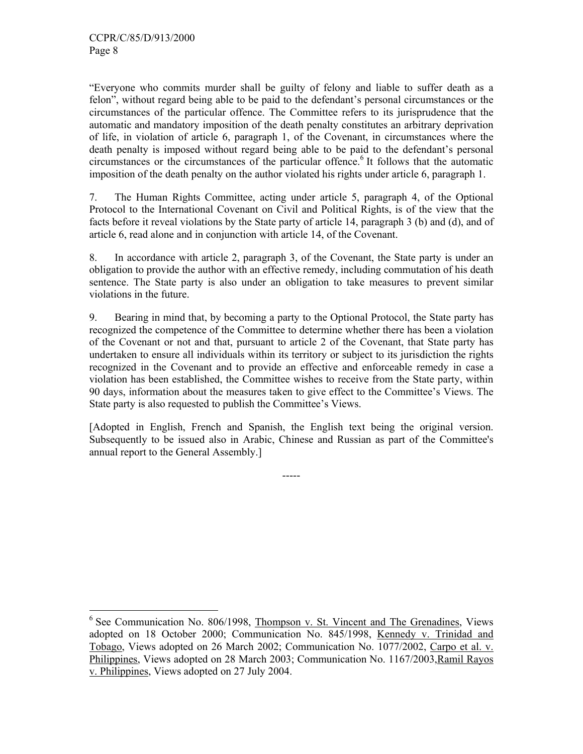"Everyone who commits murder shall be guilty of felony and liable to suffer death as a felon", without regard being able to be paid to the defendant's personal circumstances or the circumstances of the particular offence. The Committee refers to its jurisprudence that the automatic and mandatory imposition of the death penalty constitutes an arbitrary deprivation of life, in violation of article 6, paragraph 1, of the Covenant, in circumstances where the death penalty is imposed without regard being able to be paid to the defendant's personal circumstances or the circumstances of the particular offence.[6] It follows that the automatic imposition of the death penalty on the author violated his rights under article 6, paragraph 1.

7. The Human Rights Committee, acting under article 5, paragraph 4, of the Optional Protocol to the International Covenant on Civil and Political Rights, is of the view that the facts before it reveal violations by the State party of article 14, paragraph 3 (b) and (d), and of article 6, read alone and in conjunction with article 14, of the Covenant.

8. In accordance with article 2, paragraph 3, of the Covenant, the State party is under an obligation to provide the author with an effective remedy, including commutation of his death sentence. The State party is also under an obligation to take measures to prevent similar violations in the future.

9. Bearing in mind that, by becoming a party to the Optional Protocol, the State party has recognized the competence of the Committee to determine whether there has been a violation of the Covenant or not and that, pursuant to article 2 of the Covenant, that State party has undertaken to ensure all individuals within its territory or subject to its jurisdiction the rights recognized in the Covenant and to provide an effective and enforceable remedy in case a violation has been established, the Committee wishes to receive from the State party, within 90 days, information about the measures taken to give effect to the Committee's Views. The State party is also requested to publish the Committee's Views.

[Adopted in English, French and Spanish, the English text being the original version. Subsequently to be issued also in Arabic, Chinese and Russian as part of the Committee's annual report to the General Assembly.]

-----

---

[6] See Communication No. 806/1998, Thompson v. St. Vincent and The Grenadines, Views adopted on 18 October 2000; Communication No. 845/1998, Kennedy v. Trinidad and Tobago, Views adopted on 26 March 2002; Communication No. 1077/2002, Carpo et al. v. Philippines, Views adopted on 28 March 2003; Communication No. 1167/2003, Ramil Rayos v. Philippines, Views adopted on 27 July 2004.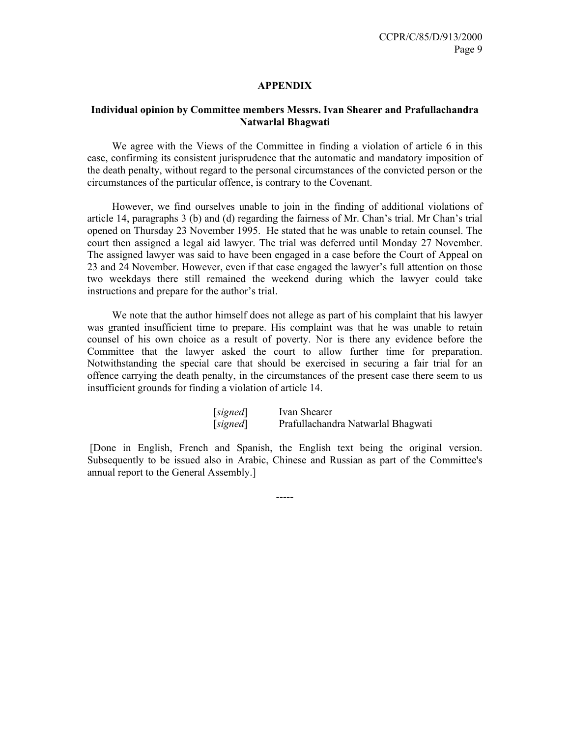## APPENDIX

### Individual opinion by Committee members Messrs. Ivan Shearer and Prafullachandra Natwarlal Bhagwati

We agree with the Views of the Committee in finding a violation of article 6 in this case, confirming its consistent jurisprudence that the automatic and mandatory imposition of the death penalty, without regard to the personal circumstances of the convicted person or the circumstances of the particular offence, is contrary to the Covenant.

However, we find ourselves unable to join in the finding of additional violations of article 14, paragraphs 3 (b) and (d) regarding the fairness of Mr. Chan's trial. Mr Chan's trial opened on Thursday 23 November 1995. He stated that he was unable to retain counsel. The court then assigned a legal aid lawyer. The trial was deferred until Monday 27 November. The assigned lawyer was said to have been engaged in a case before the Court of Appeal on 23 and 24 November. However, even if that case engaged the lawyer's full attention on those two weekdays there still remained the weekend during which the lawyer could take instructions and prepare for the author's trial.

We note that the author himself does not allege as part of his complaint that his lawyer was granted insufficient time to prepare. His complaint was that he was unable to retain counsel of his own choice as a result of poverty. Nor is there any evidence before the Committee that the lawyer asked the court to allow further time for preparation. Notwithstanding the special care that should be exercised in securing a fair trial for an offence carrying the death penalty, in the circumstances of the present case there seem to us insufficient grounds for finding a violation of article 14.

[*signed*] Ivan Shearer
[*signed*] Prafullachandra Natwarlal Bhagwati

[Done in English, French and Spanish, the English text being the original version. Subsequently to be issued also in Arabic, Chinese and Russian as part of the Committee's annual report to the General Assembly.]

-----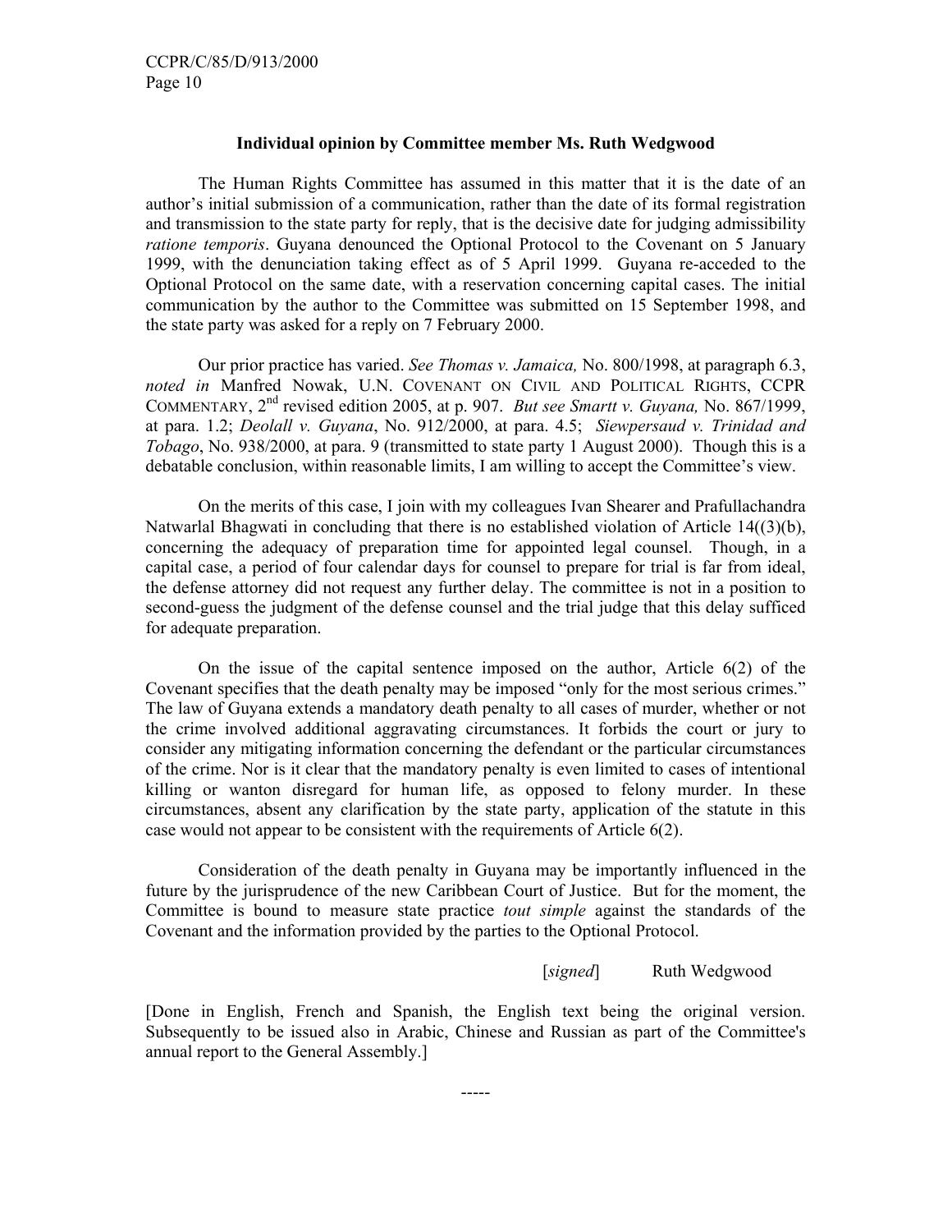**Individual opinion by Committee member Ms. Ruth Wedgwood**

The Human Rights Committee has assumed in this matter that it is the date of an author's initial submission of a communication, rather than the date of its formal registration and transmission to the state party for reply, that is the decisive date for judging admissibility *ratione temporis*. Guyana denounced the Optional Protocol to the Covenant on 5 January 1999, with the denunciation taking effect as of 5 April 1999. Guyana re-acceded to the Optional Protocol on the same date, with a reservation concerning capital cases. The initial communication by the author to the Committee was submitted on 15 September 1998, and the state party was asked for a reply on 7 February 2000.

Our prior practice has varied. *See Thomas v. Jamaica,* No. 800/1998, at paragraph 6.3, *noted in* Manfred Nowak, U.N. COVENANT ON CIVIL AND POLITICAL RIGHTS, CCPR COMMENTARY, 2nd revised edition 2005, at p. 907. *But see Smartt v. Guyana,* No. 867/1999, at para. 1.2; *Deolall v. Guyana*, No. 912/2000, at para. 4.5; *Siewpersaud v. Trinidad and Tobago*, No. 938/2000, at para. 9 (transmitted to state party 1 August 2000). Though this is a debatable conclusion, within reasonable limits, I am willing to accept the Committee's view.

On the merits of this case, I join with my colleagues Ivan Shearer and Prafullachandra Natwarlal Bhagwati in concluding that there is no established violation of Article 14((3)(b), concerning the adequacy of preparation time for appointed legal counsel. Though, in a capital case, a period of four calendar days for counsel to prepare for trial is far from ideal, the defense attorney did not request any further delay. The committee is not in a position to second-guess the judgment of the defense counsel and the trial judge that this delay sufficed for adequate preparation.

On the issue of the capital sentence imposed on the author, Article 6(2) of the Covenant specifies that the death penalty may be imposed "only for the most serious crimes." The law of Guyana extends a mandatory death penalty to all cases of murder, whether or not the crime involved additional aggravating circumstances. It forbids the court or jury to consider any mitigating information concerning the defendant or the particular circumstances of the crime. Nor is it clear that the mandatory penalty is even limited to cases of intentional killing or wanton disregard for human life, as opposed to felony murder. In these circumstances, absent any clarification by the state party, application of the statute in this case would not appear to be consistent with the requirements of Article 6(2).

Consideration of the death penalty in Guyana may be importantly influenced in the future by the jurisprudence of the new Caribbean Court of Justice. But for the moment, the Committee is bound to measure state practice *tout simple* against the standards of the Covenant and the information provided by the parties to the Optional Protocol.

[*signed*] Ruth Wedgwood

[Done in English, French and Spanish, the English text being the original version. Subsequently to be issued also in Arabic, Chinese and Russian as part of the Committee's annual report to the General Assembly.]

-----